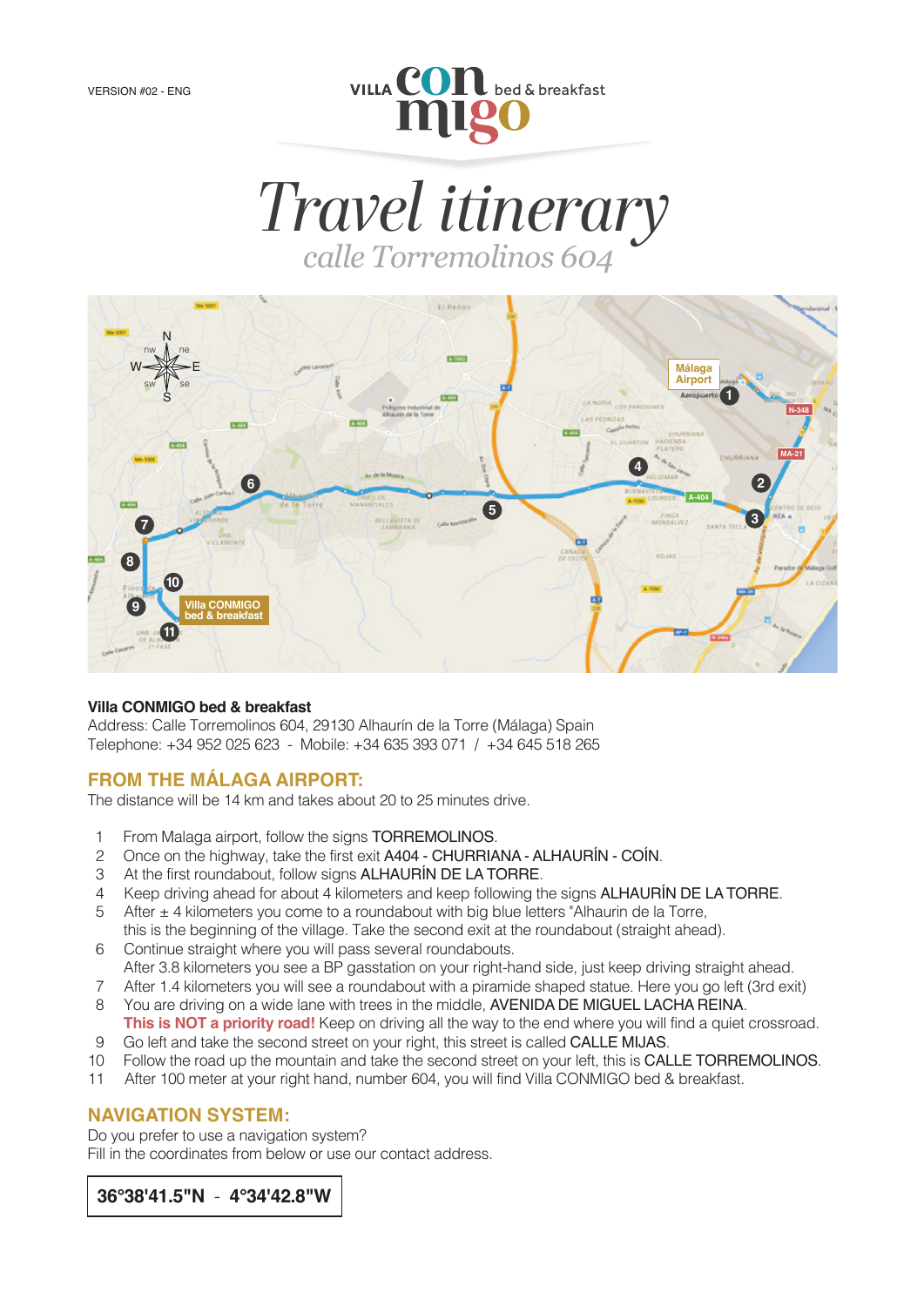VERSION #02 - ENG

VILLA con migo bed & breakfast

# Travel itinerary

*calle Torremolinos 604*

**Villa CONMIGO bed & breakfast**
Address: Calle Torremolinos 604, 29130 Alhaurín de la Torre (Málaga) Spain
Telephone: +34 952 025 623 - Mobile: +34 635 393 071 / +34 645 518 265

## FROM THE MÁLAGA AIRPORT:

The distance will be 14 km and takes about 20 to 25 minutes drive.

1. From Malaga airport, follow the signs TORREMOLINOS.
2. Once on the highway, take the first exit A404 - CHURRIANA - ALHAURÍN - COÍN.
3. At the first roundabout, follow signs ALHAURÍN DE LA TORRE.
4. Keep driving ahead for about 4 kilometers and keep following the signs ALHAURÍN DE LA TORRE.
5. After ± 4 kilometers you come to a roundabout with big blue letters "Alhaurin de la Torre, this is the beginning of the village. Take the second exit at the roundabout (straight ahead).
6. Continue straight where you will pass several roundabouts. After 3.8 kilometers you see a BP gasstation on your right-hand side, just keep driving straight ahead.
7. After 1.4 kilometers you will see a roundabout with a piramide shaped statue. Here you go left (3rd exit)
8. You are driving on a wide lane with trees in the middle, AVENIDA DE MIGUEL LACHA REINA. **This is NOT a priority road!** Keep on driving all the way to the end where you will find a quiet crossroad.
9. Go left and take the second street on your right, this street is called CALLE MIJAS.
10. Follow the road up the mountain and take the second street on your left, this is CALLE TORREMOLINOS.
11. After 100 meter at your right hand, number 604, you will find Villa CONMIGO bed & breakfast.

## NAVIGATION SYSTEM:

Do you prefer to use a navigation system?
Fill in the coordinates from below or use our contact address.

**36°38'41.5"N - 4°34'42.8"W**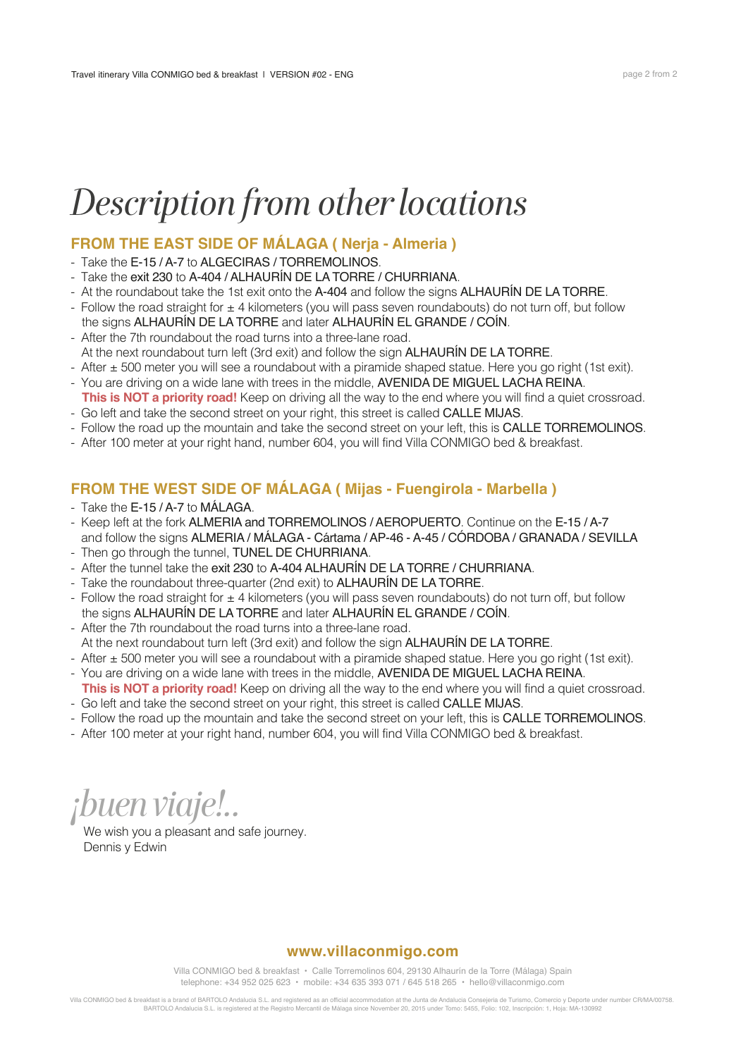# Description from other locations

## FROM THE EAST SIDE OF MÁLAGA ( Nerja - Almeria )

- Take the E-15 / A-7 to ALGECIRAS / TORREMOLINOS.
- Take the exit 230 to A-404 / ALHAURÍN DE LA TORRE / CHURRIANA.
- At the roundabout take the 1st exit onto the A-404 and follow the signs ALHAURÍN DE LA TORRE.
- Follow the road straight for ± 4 kilometers (you will pass seven roundabouts) do not turn off, but follow the signs ALHAURÍN DE LA TORRE and later ALHAURÍN EL GRANDE / COÍN.
- After the 7th roundabout the road turns into a three-lane road. At the next roundabout turn left (3rd exit) and follow the sign ALHAURÍN DE LA TORRE.
- After ± 500 meter you will see a roundabout with a piramide shaped statue. Here you go right (1st exit).
- You are driving on a wide lane with trees in the middle, AVENIDA DE MIGUEL LACHA REINA. **This is NOT a priority road!** Keep on driving all the way to the end where you will find a quiet crossroad.
- Go left and take the second street on your right, this street is called CALLE MIJAS.
- Follow the road up the mountain and take the second street on your left, this is CALLE TORREMOLINOS.
- After 100 meter at your right hand, number 604, you will find Villa CONMIGO bed & breakfast.

## FROM THE WEST SIDE OF MÁLAGA ( Mijas - Fuengirola - Marbella )

- Take the E-15 / A-7 to MÁLAGA.
- Keep left at the fork ALMERIA and TORREMOLINOS / AEROPUERTO. Continue on the E-15 / A-7 and follow the signs ALMERIA / MÁLAGA - Cártama / AP-46 - A-45 / CÓRDOBA / GRANADA / SEVILLA
- Then go through the tunnel, TUNEL DE CHURRIANA.
- After the tunnel take the exit 230 to A-404 ALHAURÍN DE LA TORRE / CHURRIANA.
- Take the roundabout three-quarter (2nd exit) to ALHAURÍN DE LA TORRE.
- Follow the road straight for ± 4 kilometers (you will pass seven roundabouts) do not turn off, but follow the signs ALHAURÍN DE LA TORRE and later ALHAURÍN EL GRANDE / COÍN.
- After the 7th roundabout the road turns into a three-lane road. At the next roundabout turn left (3rd exit) and follow the sign ALHAURÍN DE LA TORRE.
- After ± 500 meter you will see a roundabout with a piramide shaped statue. Here you go right (1st exit).
- You are driving on a wide lane with trees in the middle, AVENIDA DE MIGUEL LACHA REINA. **This is NOT a priority road!** Keep on driving all the way to the end where you will find a quiet crossroad.
- Go left and take the second street on your right, this street is called CALLE MIJAS.
- Follow the road up the mountain and take the second street on your left, this is CALLE TORREMOLINOS.
- After 100 meter at your right hand, number 604, you will find Villa CONMIGO bed & breakfast.

*¡buen viaje!..*

We wish you a pleasant and safe journey.
Dennis y Edwin

**www.villaconmigo.com**

Villa CONMIGO bed & breakfast • Calle Torremolinos 604, 29130 Alhaurín de la Torre (Málaga) Spain
telephone: +34 952 025 623 • mobile: +34 635 393 071 / 645 518 265 • hello@villaconmigo.com

Villa CONMIGO bed & breakfast is a brand of BARTOLO Andalucia S.L. and registered as an official accommodation at the Junta de Andalucia Consejeria de Turismo, Comercio y Deporte under number CR/MA/00758.
BARTOLO Andalucia S.L. is registered at the Registro Mercantil de Málaga since November 20, 2015 under Tomo: 5455, Folio: 102, Inscripción: 1, Hoja: MA-130992